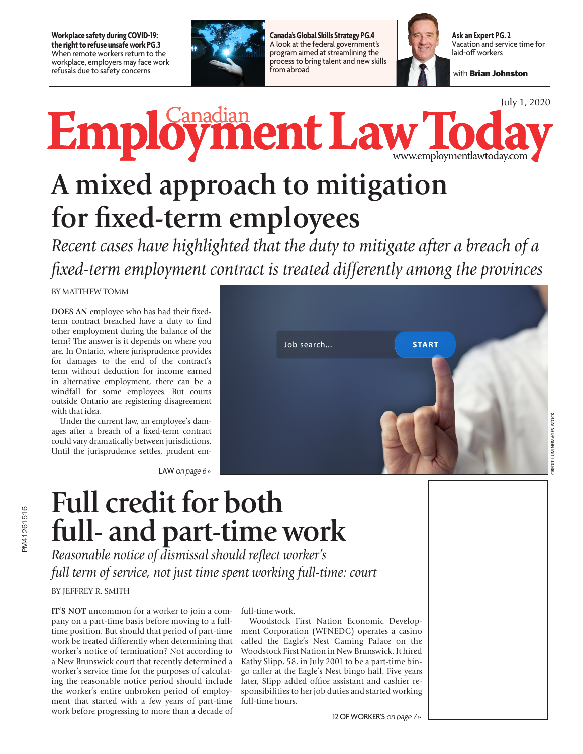**Workplace safety during COVID-19: the right to refuse unsafe work PG.3**
When remote workers return to the workplace, employers may face work refusals due to safety concerns

**Canada's Global Skills Strategy PG.4**
A look at the federal government's program aimed at streamlining the process to bring talent and new skills from abroad

**Ask an Expert PG. 2**
Vacation and service time for laid-off workers

with **Brian Johnston**

July 1, 2020

# Canadian Employment Law Today

www.employmentlawtoday.com

# A mixed approach to mitigation for fixed-term employees

*Recent cases have highlighted that the duty to mitigate after a breach of a fixed-term employment contract is treated differently among the provinces*

BY MATTHEW TOMM

**DOES AN** employee who has had their fixed-term contract breached have a duty to find other employment during the balance of the term? The answer is it depends on where you are. In Ontario, where jurisprudence provides for damages to the end of the contract's term without deduction for income earned in alternative employment, there can be a windfall for some employees. But courts outside Ontario are registering disagreement with that idea.

Under the current law, an employee's damages after a breach of a fixed-term contract could vary dramatically between jurisdictions. Until the jurisprudence settles, prudent em-

LAW *on page 6»*

CREDIT: LUMINIMAGES /iSTOCK

# Full credit for both full- and part-time work

*Reasonable notice of dismissal should reflect worker's full term of service, not just time spent working full-time: court*

BY JEFFREY R. SMITH

**IT'S NOT** uncommon for a worker to join a company on a part-time basis before moving to a full-time position. But should that period of part-time work be treated differently when determining that worker's notice of termination? Not according to a New Brunswick court that recently determined a worker's service time for the purposes of calculating the reasonable notice period should include the worker's entire unbroken period of employment that started with a few years of part-time work before progressing to more than a decade of full-time work.

Woodstock First Nation Economic Development Corporation (WFNEDC) operates a casino called the Eagle's Nest Gaming Palace on the Woodstock First Nation in New Brunswick. It hired Kathy Slipp, 58, in July 2001 to be a part-time bingo caller at the Eagle's Nest bingo hall. Five years later, Slipp added office assistant and cashier responsibilities to her job duties and started working full-time hours.

12 OF WORKER'S *on page 7»*

PM41261516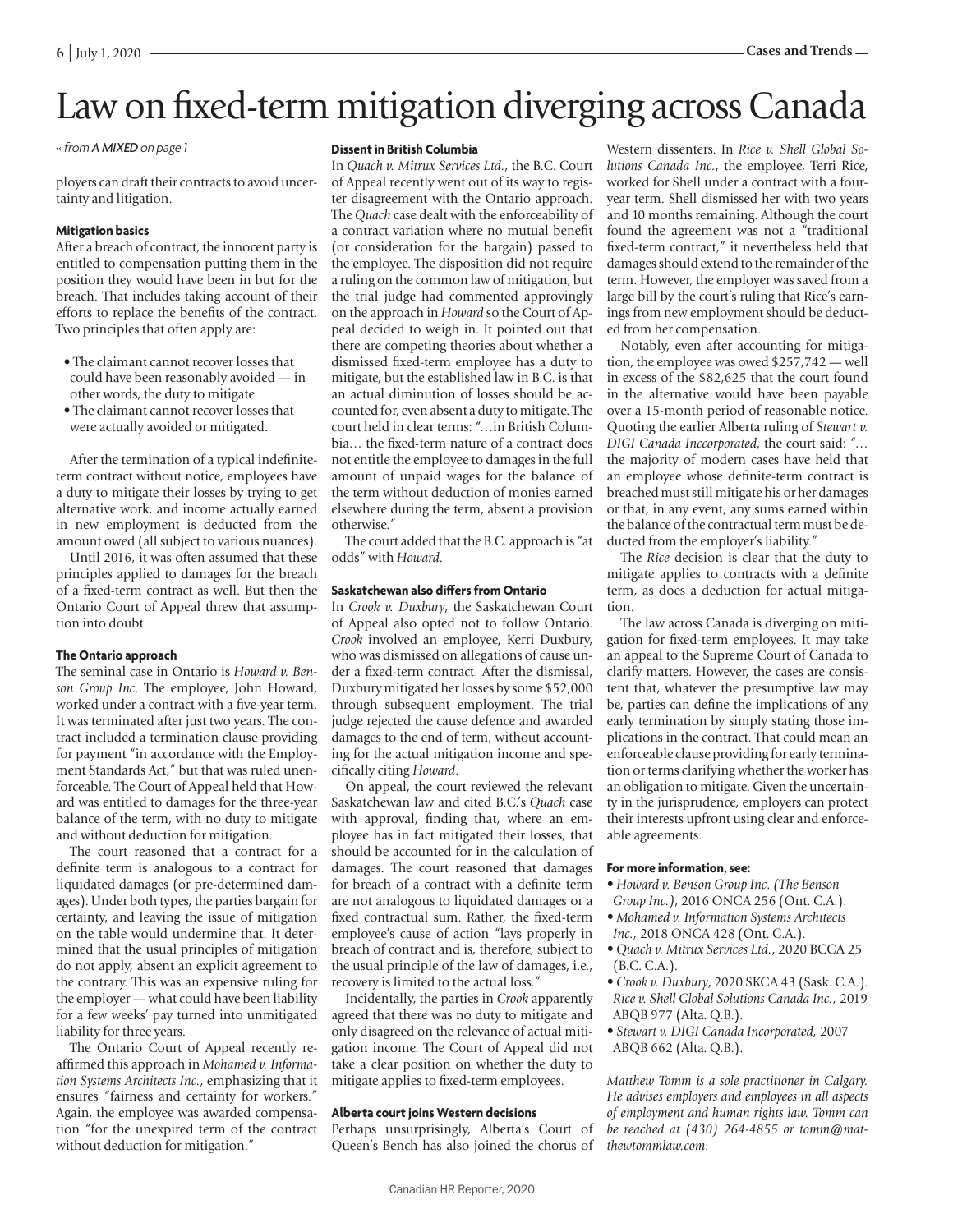# Law on fixed-term mitigation diverging across Canada

*« from A MIXED on page 1*

ployers can draft their contracts to avoid uncertainty and litigation.

**Mitigation basics**

After a breach of contract, the innocent party is entitled to compensation putting them in the position they would have been in but for the breach. That includes taking account of their efforts to replace the benefits of the contract. Two principles that often apply are:

- The claimant cannot recover losses that could have been reasonably avoided — in other words, the duty to mitigate.
- The claimant cannot recover losses that were actually avoided or mitigated.

After the termination of a typical indefinite-term contract without notice, employees have a duty to mitigate their losses by trying to get alternative work, and income actually earned in new employment is deducted from the amount owed (all subject to various nuances).

Until 2016, it was often assumed that these principles applied to damages for the breach of a fixed-term contract as well. But then the Ontario Court of Appeal threw that assumption into doubt.

**The Ontario approach**

The seminal case in Ontario is *Howard v. Benson Group Inc*. The employee, John Howard, worked under a contract with a five-year term. It was terminated after just two years. The contract included a termination clause providing for payment "in accordance with the Employment Standards Act," but that was ruled unenforceable. The Court of Appeal held that Howard was entitled to damages for the three-year balance of the term, with no duty to mitigate and without deduction for mitigation.

The court reasoned that a contract for a definite term is analogous to a contract for liquidated damages (or pre-determined damages). Under both types, the parties bargain for certainty, and leaving the issue of mitigation on the table would undermine that. It determined that the usual principles of mitigation do not apply, absent an explicit agreement to the contrary. This was an expensive ruling for the employer — what could have been liability for a few weeks' pay turned into unmitigated liability for three years.

The Ontario Court of Appeal recently reaffirmed this approach in *Mohamed v. Information Systems Architects Inc.*, emphasizing that it ensures "fairness and certainty for workers." Again, the employee was awarded compensation "for the unexpired term of the contract without deduction for mitigation."

**Dissent in British Columbia**

In *Quach v. Mitrux Services Ltd.*, the B.C. Court of Appeal recently went out of its way to register disagreement with the Ontario approach. The *Quach* case dealt with the enforceability of a contract variation where no mutual benefit (or consideration for the bargain) passed to the employee. The disposition did not require a ruling on the common law of mitigation, but the trial judge had commented approvingly on the approach in *Howard* so the Court of Appeal decided to weigh in. It pointed out that there are competing theories about whether a dismissed fixed-term employee has a duty to mitigate, but the established law in B.C. is that an actual diminution of losses should be accounted for, even absent a duty to mitigate. The court held in clear terms: "…in British Columbia… the fixed-term nature of a contract does not entitle the employee to damages in the full amount of unpaid wages for the balance of the term without deduction of monies earned elsewhere during the term, absent a provision otherwise."

The court added that the B.C. approach is "at odds" with *Howard*.

**Saskatchewan also differs from Ontario**

In *Crook v. Duxbury*, the Saskatchewan Court of Appeal also opted not to follow Ontario. *Crook* involved an employee, Kerri Duxbury, who was dismissed on allegations of cause under a fixed-term contract. After the dismissal, Duxbury mitigated her losses by some $52,000 through subsequent employment. The trial judge rejected the cause defence and awarded damages to the end of term, without accounting for the actual mitigation income and specifically citing *Howard*.

On appeal, the court reviewed the relevant Saskatchewan law and cited B.C.'s *Quach* case with approval, finding that, where an employee has in fact mitigated their losses, that should be accounted for in the calculation of damages. The court reasoned that damages for breach of a contract with a definite term are not analogous to liquidated damages or a fixed contractual sum. Rather, the fixed-term employee's cause of action "lays properly in breach of contract and is, therefore, subject to the usual principle of the law of damages, i.e., recovery is limited to the actual loss."

Incidentally, the parties in *Crook* apparently agreed that there was no duty to mitigate and only disagreed on the relevance of actual mitigation income. The Court of Appeal did not take a clear position on whether the duty to mitigate applies to fixed-term employees.

**Alberta court joins Western decisions**

Perhaps unsurprisingly, Alberta's Court of Queen's Bench has also joined the chorus of Western dissenters. In *Rice v. Shell Global Solutions Canada Inc.*, the employee, Terri Rice, worked for Shell under a contract with a four-year term. Shell dismissed her with two years and 10 months remaining. Although the court found the agreement was not a "traditional fixed-term contract," it nevertheless held that damages should extend to the remainder of the term. However, the employer was saved from a large bill by the court's ruling that Rice's earnings from new employment should be deducted from her compensation.

Notably, even after accounting for mitigation, the employee was owed $257,742 — well in excess of the $82,625 that the court found in the alternative would have been payable over a 15-month period of reasonable notice. Quoting the earlier Alberta ruling of *Stewart v. DIGI Canada Inccorporated*, the court said: "… the majority of modern cases have held that an employee whose definite-term contract is breached must still mitigate his or her damages or that, in any event, any sums earned within the balance of the contractual term must be deducted from the employer's liability."

The *Rice* decision is clear that the duty to mitigate applies to contracts with a definite term, as does a deduction for actual mitigation.

The law across Canada is diverging on mitigation for fixed-term employees. It may take an appeal to the Supreme Court of Canada to clarify matters. However, the cases are consistent that, whatever the presumptive law may be, parties can define the implications of any early termination by simply stating those implications in the contract. That could mean an enforceable clause providing for early termination or terms clarifying whether the worker has an obligation to mitigate. Given the uncertainty in the jurisprudence, employers can protect their interests upfront using clear and enforceable agreements.

**For more information, see:**

- *Howard v. Benson Group Inc. (The Benson Group Inc.)*, 2016 ONCA 256 (Ont. C.A.).
- *Mohamed v. Information Systems Architects Inc.*, 2018 ONCA 428 (Ont. C.A.).
- *Quach v. Mitrux Services Ltd.*, 2020 BCCA 25 (B.C. C.A.).
- *Crook v. Duxbury*, 2020 SKCA 43 (Sask. C.A.). *Rice v. Shell Global Solutions Canada Inc.*, 2019 ABQB 977 (Alta. Q.B.).
- *Stewart v. DIGI Canada Incorporated*, 2007 ABQB 662 (Alta. Q.B.).

*Matthew Tomm is a sole practitioner in Calgary. He advises employers and employees in all aspects of employment and human rights law. Tomm can be reached at (430) 264-4855 or tomm@matthewtommlaw.com.*